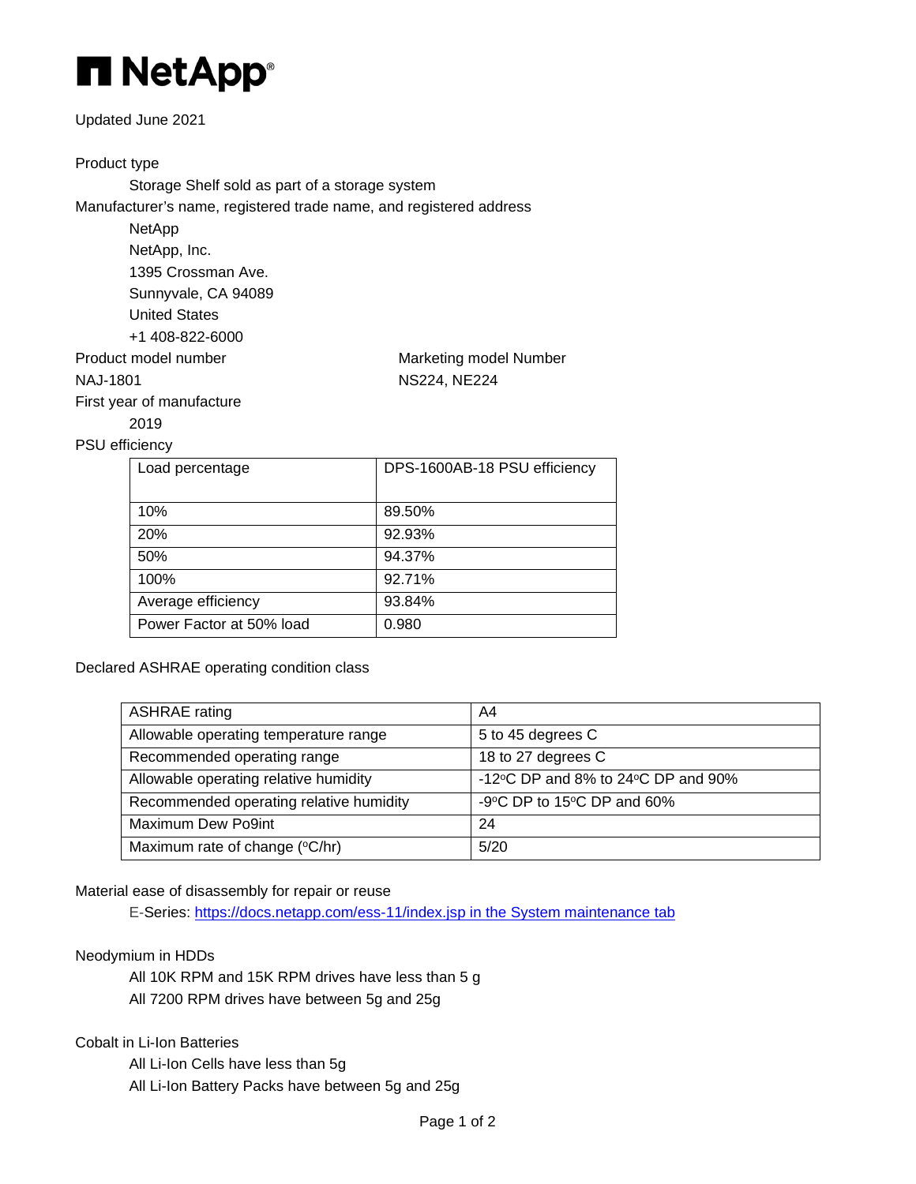# NetApp

Updated June 2021

Product type

Storage Shelf sold as part of a storage system

Manufacturer's name, registered trade name, and registered address

NetApp
NetApp, Inc.
1395 Crossman Ave.
Sunnyvale, CA 94089
United States
+1 408-822-6000

| Product model number | Marketing model Number |
|---|---|
| NAJ-1801 | NS224, NE224 |

First year of manufacture

2019

PSU efficiency

| Load percentage | DPS-1600AB-18 PSU efficiency |
|---|---|
| 10% | 89.50% |
| 20% | 92.93% |
| 50% | 94.37% |
| 100% | 92.71% |
| Average efficiency | 93.84% |
| Power Factor at 50% load | 0.980 |

Declared ASHRAE operating condition class

| ASHRAE rating | A4 |
|---|---|
| Allowable operating temperature range | 5 to 45 degrees C |
| Recommended operating range | 18 to 27 degrees C |
| Allowable operating relative humidity | -12°C DP and 8% to 24°C DP and 90% |
| Recommended operating relative humidity | -9°C DP to 15°C DP and 60% |
| Maximum Dew Po9int | 24 |
| Maximum rate of change (°C/hr) | 5/20 |

Material ease of disassembly for repair or reuse

E-Series: [https://docs.netapp.com/ess-11/index.jsp in the System maintenance tab](https://docs.netapp.com/ess-11/index.jsp)

Neodymium in HDDs

All 10K RPM and 15K RPM drives have less than 5 g
All 7200 RPM drives have between 5g and 25g

Cobalt in Li-Ion Batteries

All Li-Ion Cells have less than 5g
All Li-Ion Battery Packs have between 5g and 25g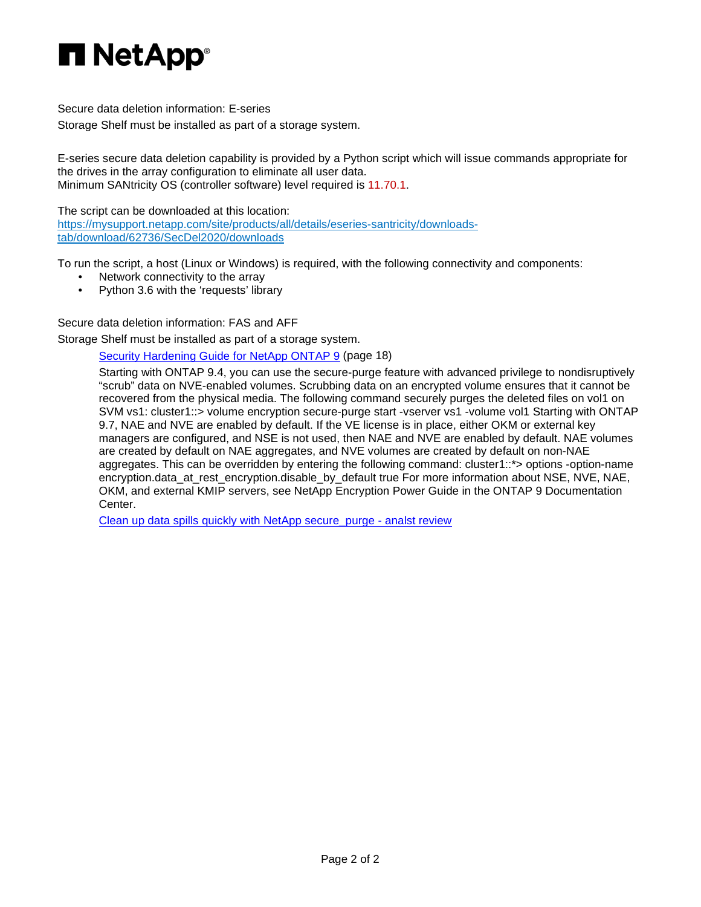Secure data deletion information: E-series

Storage Shelf must be installed as part of a storage system.

E-series secure data deletion capability is provided by a Python script which will issue commands appropriate for the drives in the array configuration to eliminate all user data.
Minimum SANtricity OS (controller software) level required is 11.70.1.

The script can be downloaded at this location:
[https://mysupport.netapp.com/site/products/all/details/eseries-santricity/downloads-tab/download/62736/SecDel2020/downloads](https://mysupport.netapp.com/site/products/all/details/eseries-santricity/downloads-tab/download/62736/SecDel2020/downloads)

To run the script, a host (Linux or Windows) is required, with the following connectivity and components:

- Network connectivity to the array
- Python 3.6 with the 'requests' library

Secure data deletion information: FAS and AFF

Storage Shelf must be installed as part of a storage system.

> Security Hardening Guide for NetApp ONTAP 9 (page 18)
>
> Starting with ONTAP 9.4, you can use the secure-purge feature with advanced privilege to nondisruptively "scrub" data on NVE-enabled volumes. Scrubbing data on an encrypted volume ensures that it cannot be recovered from the physical media. The following command securely purges the deleted files on vol1 on SVM vs1: cluster1::> volume encryption secure-purge start -vserver vs1 -volume vol1 Starting with ONTAP 9.7, NAE and NVE are enabled by default. If the VE license is in place, either OKM or external key managers are configured, and NSE is not used, then NAE and NVE are enabled by default. NAE volumes are created by default on NAE aggregates, and NVE volumes are created by default on non-NAE aggregates. This can be overridden by entering the following command: cluster1::*> options -option-name encryption.data_at_rest_encryption.disable_by_default true For more information about NSE, NVE, NAE, OKM, and external KMIP servers, see NetApp Encryption Power Guide in the ONTAP 9 Documentation Center.
>
> Clean up data spills quickly with NetApp secure_purge - analst review